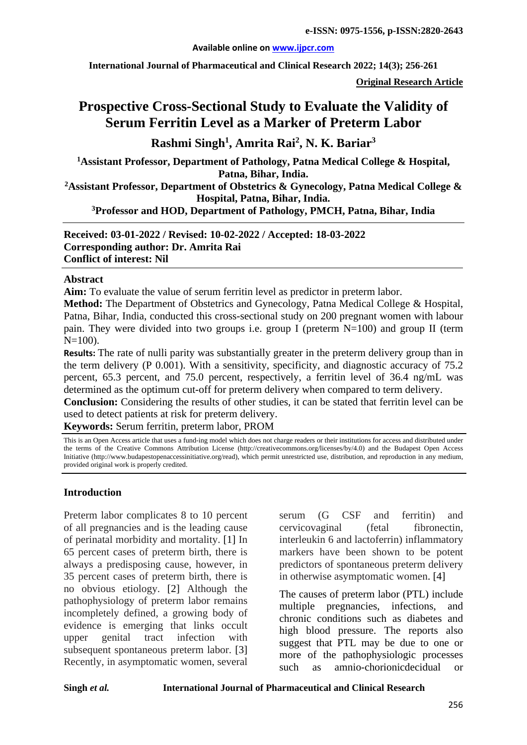**Original Research Article**

# Prospective Cross-Sectional Study to Evaluate the Validity of Serum Ferritin Level as a Marker of Preterm Labor

**Rashmi Singh[1], Amrita Rai[2], N. K. Bariar[3]**

**[1]Assistant Professor, Department of Pathology, Patna Medical College & Hospital, Patna, Bihar, India.**

**[2]Assistant Professor, Department of Obstetrics & Gynecology, Patna Medical College & Hospital, Patna, Bihar, India.**

**[3]Professor and HOD, Department of Pathology, PMCH, Patna, Bihar, India**

**Received: 03-01-2022 / Revised: 10-02-2022 / Accepted: 18-03-2022**
**Corresponding author: Dr. Amrita Rai**
**Conflict of interest: Nil**

## Abstract

**Aim:** To evaluate the value of serum ferritin level as predictor in preterm labor.

**Method:** The Department of Obstetrics and Gynecology, Patna Medical College & Hospital, Patna, Bihar, India, conducted this cross-sectional study on 200 pregnant women with labour pain. They were divided into two groups i.e. group I (preterm N=100) and group II (term N=100).

**Results:** The rate of nulli parity was substantially greater in the preterm delivery group than in the term delivery (P 0.001). With a sensitivity, specificity, and diagnostic accuracy of 75.2 percent, 65.3 percent, and 75.0 percent, respectively, a ferritin level of 36.4 ng/mL was determined as the optimum cut-off for preterm delivery when compared to term delivery.

**Conclusion:** Considering the results of other studies, it can be stated that ferritin level can be used to detect patients at risk for preterm delivery.

**Keywords:** Serum ferritin, preterm labor, PROM

This is an Open Access article that uses a fund-ing model which does not charge readers or their institutions for access and distributed under the terms of the Creative Commons Attribution License (http://creativecommons.org/licenses/by/4.0) and the Budapest Open Access Initiative (http://www.budapestopenaccessinitiative.org/read), which permit unrestricted use, distribution, and reproduction in any medium, provided original work is properly credited.

## Introduction

Preterm labor complicates 8 to 10 percent of all pregnancies and is the leading cause of perinatal morbidity and mortality. [1] In 65 percent cases of preterm birth, there is always a predisposing cause, however, in 35 percent cases of preterm birth, there is no obvious etiology. [2] Although the pathophysiology of preterm labor remains incompletely defined, a growing body of evidence is emerging that links occult upper genital tract infection with subsequent spontaneous preterm labor. [3] Recently, in asymptomatic women, several serum (G CSF and ferritin) and cervicovaginal (fetal fibronectin, interleukin 6 and lactoferrin) inflammatory markers have been shown to be potent predictors of spontaneous preterm delivery in otherwise asymptomatic women. [4]

The causes of preterm labor (PTL) include multiple pregnancies, infections, and chronic conditions such as diabetes and high blood pressure. The reports also suggest that PTL may be due to one or more of the pathophysiologic processes such as amnio-chorionicdecidual or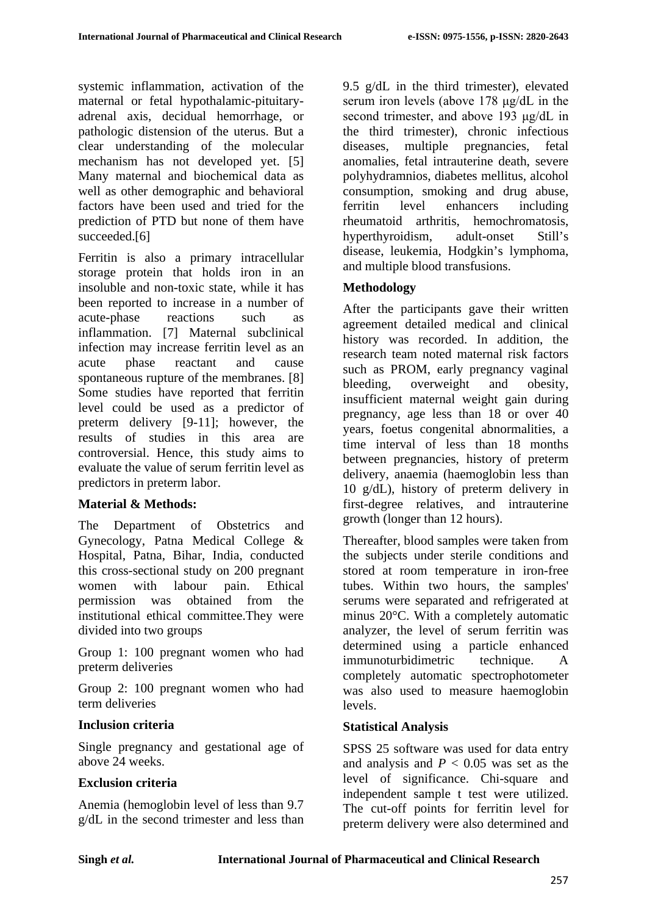systemic inflammation, activation of the maternal or fetal hypothalamic-pituitary-adrenal axis, decidual hemorrhage, or pathologic distension of the uterus. But a clear understanding of the molecular mechanism has not developed yet. [5] Many maternal and biochemical data as well as other demographic and behavioral factors have been used and tried for the prediction of PTD but none of them have succeeded.[6]

Ferritin is also a primary intracellular storage protein that holds iron in an insoluble and non-toxic state, while it has been reported to increase in a number of acute-phase reactions such as inflammation. [7] Maternal subclinical infection may increase ferritin level as an acute phase reactant and cause spontaneous rupture of the membranes. [8] Some studies have reported that ferritin level could be used as a predictor of preterm delivery [9-11]; however, the results of studies in this area are controversial. Hence, this study aims to evaluate the value of serum ferritin level as predictors in preterm labor.

## Material & Methods:

The Department of Obstetrics and Gynecology, Patna Medical College & Hospital, Patna, Bihar, India, conducted this cross-sectional study on 200 pregnant women with labour pain. Ethical permission was obtained from the institutional ethical committee.They were divided into two groups

Group 1: 100 pregnant women who had preterm deliveries

Group 2: 100 pregnant women who had term deliveries

### Inclusion criteria

Single pregnancy and gestational age of above 24 weeks.

### Exclusion criteria

Anemia (hemoglobin level of less than 9.7 g/dL in the second trimester and less than 9.5 g/dL in the third trimester), elevated serum iron levels (above 178 μg/dL in the second trimester, and above 193 μg/dL in the third trimester), chronic infectious diseases, multiple pregnancies, fetal anomalies, fetal intrauterine death, severe polyhydramnios, diabetes mellitus, alcohol consumption, smoking and drug abuse, ferritin level enhancers including rheumatoid arthritis, hemochromatosis, hyperthyroidism, adult-onset Still's disease, leukemia, Hodgkin's lymphoma, and multiple blood transfusions.

### Methodology

After the participants gave their written agreement detailed medical and clinical history was recorded. In addition, the research team noted maternal risk factors such as PROM, early pregnancy vaginal bleeding, overweight and obesity, insufficient maternal weight gain during pregnancy, age less than 18 or over 40 years, foetus congenital abnormalities, a time interval of less than 18 months between pregnancies, history of preterm delivery, anaemia (haemoglobin less than 10 g/dL), history of preterm delivery in first-degree relatives, and intrauterine growth (longer than 12 hours).

Thereafter, blood samples were taken from the subjects under sterile conditions and stored at room temperature in iron-free tubes. Within two hours, the samples' serums were separated and refrigerated at minus 20°C. With a completely automatic analyzer, the level of serum ferritin was determined using a particle enhanced immunoturbidimetric technique. A completely automatic spectrophotometer was also used to measure haemoglobin levels.

### Statistical Analysis

SPSS 25 software was used for data entry and analysis and $P < 0.05$ was set as the level of significance. Chi-square and independent sample t test were utilized. The cut-off points for ferritin level for preterm delivery were also determined and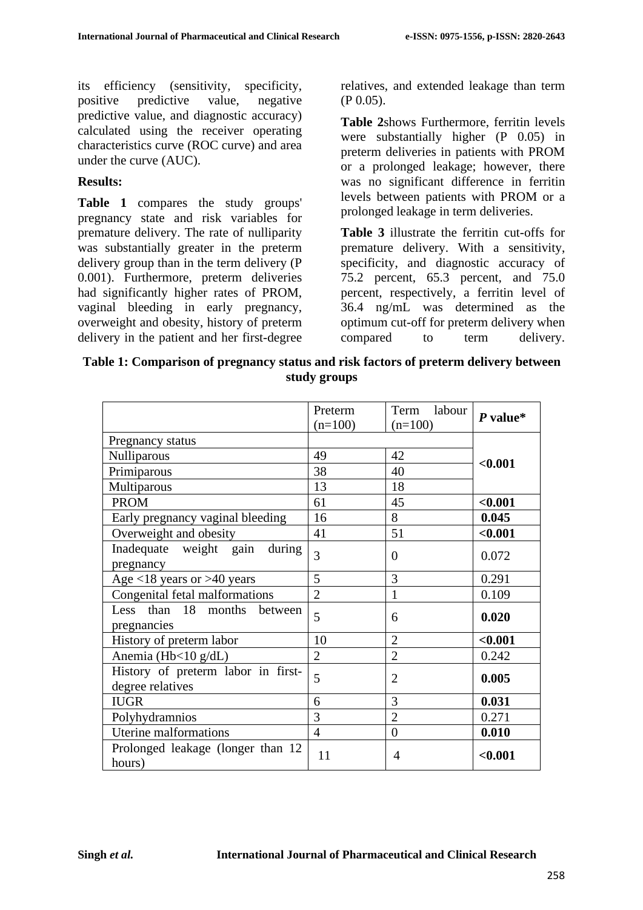its efficiency (sensitivity, specificity, positive predictive value, negative predictive value, and diagnostic accuracy) calculated using the receiver operating characteristics curve (ROC curve) and area under the curve (AUC).

**Results:**

**Table 1** compares the study groups' pregnancy state and risk variables for premature delivery. The rate of nulliparity was substantially greater in the preterm delivery group than in the term delivery (P 0.001). Furthermore, preterm deliveries had significantly higher rates of PROM, vaginal bleeding in early pregnancy, overweight and obesity, history of preterm delivery in the patient and her first-degree relatives, and extended leakage than term (P 0.05).

**Table 2**shows Furthermore, ferritin levels were substantially higher (P 0.05) in preterm deliveries in patients with PROM or a prolonged leakage; however, there was no significant difference in ferritin levels between patients with PROM or a prolonged leakage in term deliveries.

**Table 3** illustrate the ferritin cut-offs for premature delivery. With a sensitivity, specificity, and diagnostic accuracy of 75.2 percent, 65.3 percent, and 75.0 percent, respectively, a ferritin level of 36.4 ng/mL was determined as the optimum cut-off for preterm delivery when compared to term delivery.

**Table 1: Comparison of pregnancy status and risk factors of preterm delivery between study groups**

| | Preterm (n=100) | Term labour (n=100) | *P* value* |
|---|---|---|---|
| Pregnancy status | | | **<0.001** |
| Nulliparous | 49 | 42 | |
| Primiparous | 38 | 40 | |
| Multiparous | 13 | 18 | |
| PROM | 61 | 45 | **<0.001** |
| Early pregnancy vaginal bleeding | 16 | 8 | **0.045** |
| Overweight and obesity | 41 | 51 | **<0.001** |
| Inadequate weight gain during pregnancy | 3 | 0 | 0.072 |
| Age <18 years or >40 years | 5 | 3 | 0.291 |
| Congenital fetal malformations | 2 | 1 | 0.109 |
| Less than 18 months between pregnancies | 5 | 6 | **0.020** |
| History of preterm labor | 10 | 2 | **<0.001** |
| Anemia (Hb<10 g/dL) | 2 | 2 | 0.242 |
| History of preterm labor in first-degree relatives | 5 | 2 | **0.005** |
| IUGR | 6 | 3 | **0.031** |
| Polyhydramnios | 3 | 2 | 0.271 |
| Uterine malformations | 4 | 0 | **0.010** |
| Prolonged leakage (longer than 12 hours) | 11 | 4 | **<0.001** |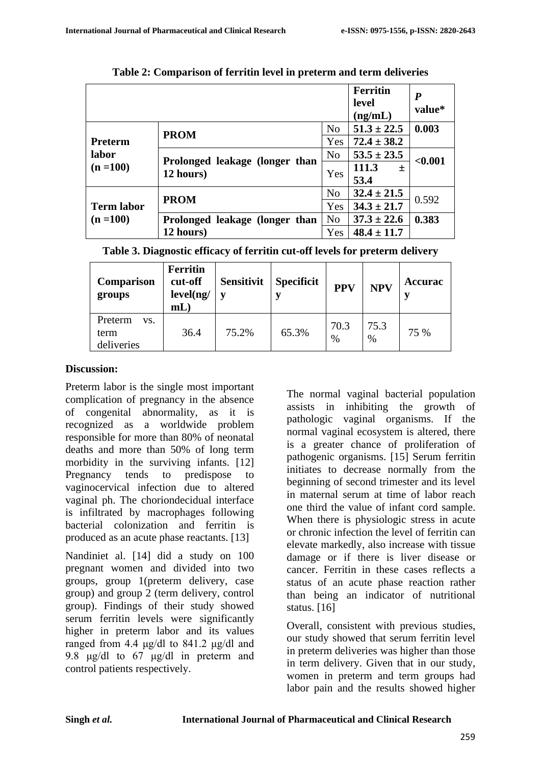**Table 2: Comparison of ferritin level in preterm and term deliveries**

| | | | Ferritin level (ng/mL) | *P* value* |
|---|---|---|---|---|
| **Preterm labor (n =100)** | **PROM** | No | **51.3 ± 22.5** | **0.003** |
| | | Yes | **72.4 ± 38.2** | |
| | **Prolonged leakage (longer than 12 hours)** | No | **53.5 ± 23.5** | **<0.001** |
| | | Yes | **111.3 ± 53.4** | |
| **Term labor (n =100)** | **PROM** | No | **32.4 ± 21.5** | 0.592 |
| | | Yes | **34.3 ± 21.7** | |
| | **Prolonged leakage (longer than 12 hours)** | No | **37.3 ± 22.6** | **0.383** |
| | | Yes | **48.4 ± 11.7** | |

**Table 3. Diagnostic efficacy of ferritin cut-off levels for preterm delivery**

| Comparison groups | Ferritin cut-off level(ng/mL) | Sensitivity | Specificity | PPV | NPV | Accuracy |
|---|---|---|---|---|---|---|
| Preterm vs. term deliveries | 36.4 | 75.2% | 65.3% | 70.3 % | 75.3 % | 75 % |

## Discussion:

Preterm labor is the single most important complication of pregnancy in the absence of congenital abnormality, as it is recognized as a worldwide problem responsible for more than 80% of neonatal deaths and more than 50% of long term morbidity in the surviving infants. [12] Pregnancy tends to predispose to vaginocervical infection due to altered vaginal ph. The choriondecidual interface is infiltrated by macrophages following bacterial colonization and ferritin is produced as an acute phase reactants. [13]

Nandiniet al. [14] did a study on 100 pregnant women and divided into two groups, group 1(preterm delivery, case group) and group 2 (term delivery, control group). Findings of their study showed serum ferritin levels were significantly higher in preterm labor and its values ranged from 4.4 μg/dl to 841.2 μg/dl and 9.8 μg/dl to 67 μg/dl in preterm and control patients respectively.

The normal vaginal bacterial population assists in inhibiting the growth of pathologic vaginal organisms. If the normal vaginal ecosystem is altered, there is a greater chance of proliferation of pathogenic organisms. [15] Serum ferritin initiates to decrease normally from the beginning of second trimester and its level in maternal serum at time of labor reach one third the value of infant cord sample. When there is physiologic stress in acute or chronic infection the level of ferritin can elevate markedly, also increase with tissue damage or if there is liver disease or cancer. Ferritin in these cases reflects a status of an acute phase reaction rather than being an indicator of nutritional status. [16]

Overall, consistent with previous studies, our study showed that serum ferritin level in preterm deliveries was higher than those in term delivery. Given that in our study, women in preterm and term groups had labor pain and the results showed higher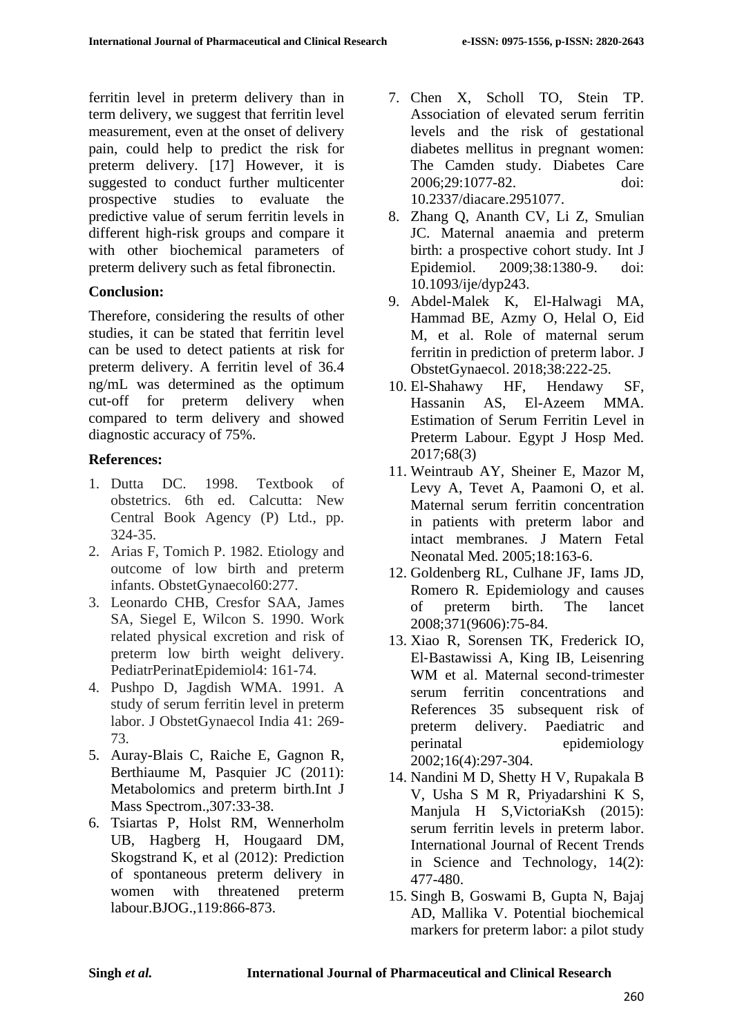ferritin level in preterm delivery than in term delivery, we suggest that ferritin level measurement, even at the onset of delivery pain, could help to predict the risk for preterm delivery. [17] However, it is suggested to conduct further multicenter prospective studies to evaluate the predictive value of serum ferritin levels in different high-risk groups and compare it with other biochemical parameters of preterm delivery such as fetal fibronectin.

**Conclusion:**

Therefore, considering the results of other studies, it can be stated that ferritin level can be used to detect patients at risk for preterm delivery. A ferritin level of 36.4 ng/mL was determined as the optimum cut-off for preterm delivery when compared to term delivery and showed diagnostic accuracy of 75%.

**References:**

1. Dutta DC. 1998. Textbook of obstetrics. 6th ed. Calcutta: New Central Book Agency (P) Ltd., pp. 324-35.
2. Arias F, Tomich P. 1982. Etiology and outcome of low birth and preterm infants. ObstetGynaecol60:277.
3. Leonardo CHB, Cresfor SAA, James SA, Siegel E, Wilcon S. 1990. Work related physical excretion and risk of preterm low birth weight delivery. PediatrPerinatEpidemiol4: 161-74.
4. Pushpo D, Jagdish WMA. 1991. A study of serum ferritin level in preterm labor. J ObstetGynaecol India 41: 269-73.
5. Auray-Blais C, Raiche E, Gagnon R, Berthiaume M, Pasquier JC (2011): Metabolomics and preterm birth.Int J Mass Spectrom.,307:33-38.
6. Tsiartas P, Holst RM, Wennerholm UB, Hagberg H, Hougaard DM, Skogstrand K, et al (2012): Prediction of spontaneous preterm delivery in women with threatened preterm labour.BJOG.,119:866-873.
7. Chen X, Scholl TO, Stein TP. Association of elevated serum ferritin levels and the risk of gestational diabetes mellitus in pregnant women: The Camden study. Diabetes Care 2006;29:1077-82. doi: 10.2337/diacare.2951077.
8. Zhang Q, Ananth CV, Li Z, Smulian JC. Maternal anaemia and preterm birth: a prospective cohort study. Int J Epidemiol. 2009;38:1380-9. doi: 10.1093/ije/dyp243.
9. Abdel-Malek K, El-Halwagi MA, Hammad BE, Azmy O, Helal O, Eid M, et al. Role of maternal serum ferritin in prediction of preterm labor. J ObstetGynaecol. 2018;38:222-25.
10. El-Shahawy HF, Hendawy SF, Hassanin AS, El-Azeem MMA. Estimation of Serum Ferritin Level in Preterm Labour. Egypt J Hosp Med. 2017;68(3)
11. Weintraub AY, Sheiner E, Mazor M, Levy A, Tevet A, Paamoni O, et al. Maternal serum ferritin concentration in patients with preterm labor and intact membranes. J Matern Fetal Neonatal Med. 2005;18:163-6.
12. Goldenberg RL, Culhane JF, Iams JD, Romero R. Epidemiology and causes of preterm birth. The lancet 2008;371(9606):75-84.
13. Xiao R, Sorensen TK, Frederick IO, El-Bastawissi A, King IB, Leisenring WM et al. Maternal second-trimester serum ferritin concentrations and References 35 subsequent risk of preterm delivery. Paediatric and perinatal epidemiology 2002;16(4):297-304.
14. Nandini M D, Shetty H V, Rupakala B V, Usha S M R, Priyadarshini K S, Manjula H S,VictoriaKsh (2015): serum ferritin levels in preterm labor. International Journal of Recent Trends in Science and Technology, 14(2): 477-480.
15. Singh B, Goswami B, Gupta N, Bajaj AD, Mallika V. Potential biochemical markers for preterm labor: a pilot study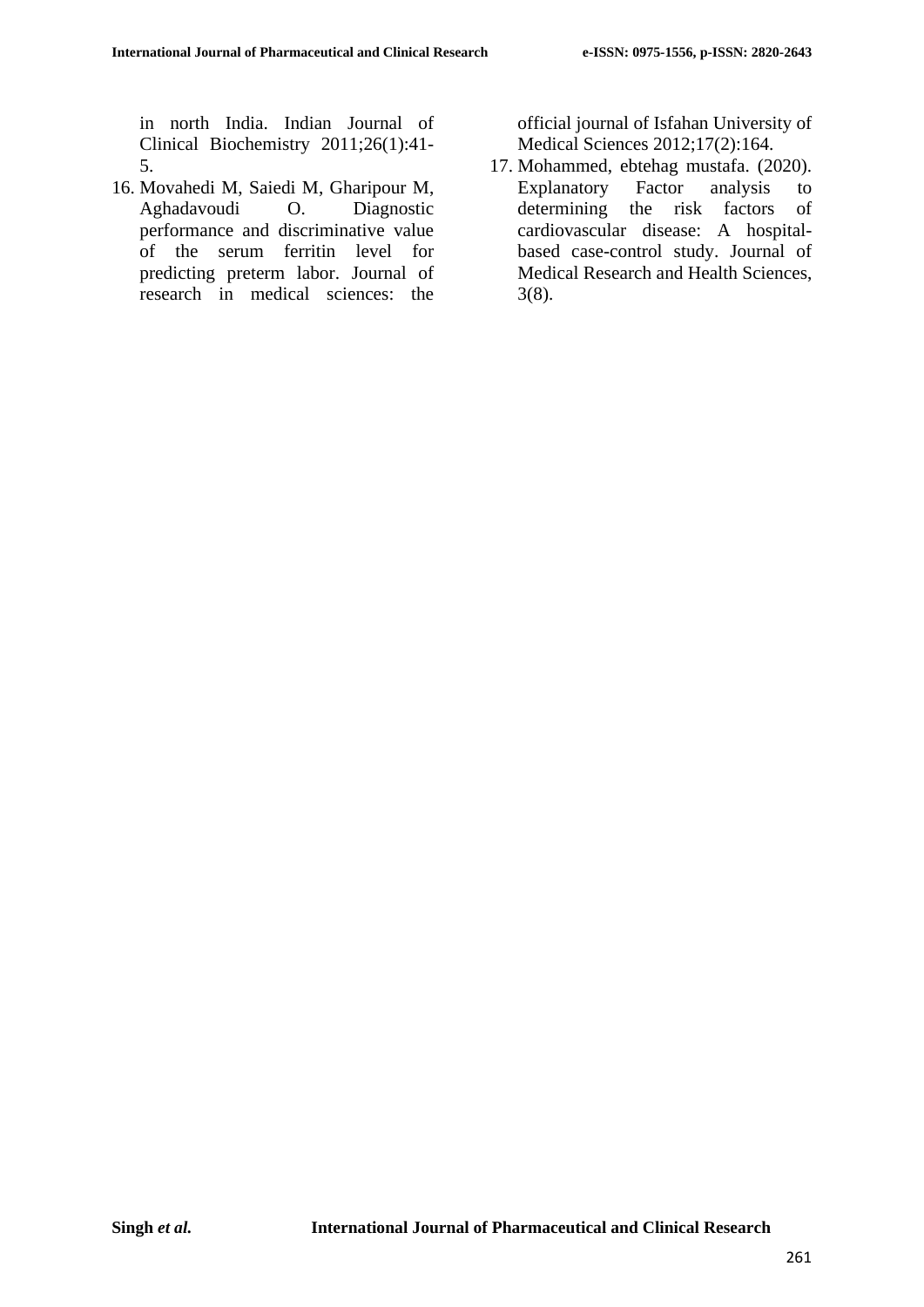in north India. Indian Journal of Clinical Biochemistry 2011;26(1):41-5.

16. Movahedi M, Saiedi M, Gharipour M, Aghadavoudi O. Diagnostic performance and discriminative value of the serum ferritin level for predicting preterm labor. Journal of research in medical sciences: the official journal of Isfahan University of Medical Sciences 2012;17(2):164.
17. Mohammed, ebtehag mustafa. (2020). Explanatory Factor analysis to determining the risk factors of cardiovascular disease: A hospital-based case-control study. Journal of Medical Research and Health Sciences, 3(8).